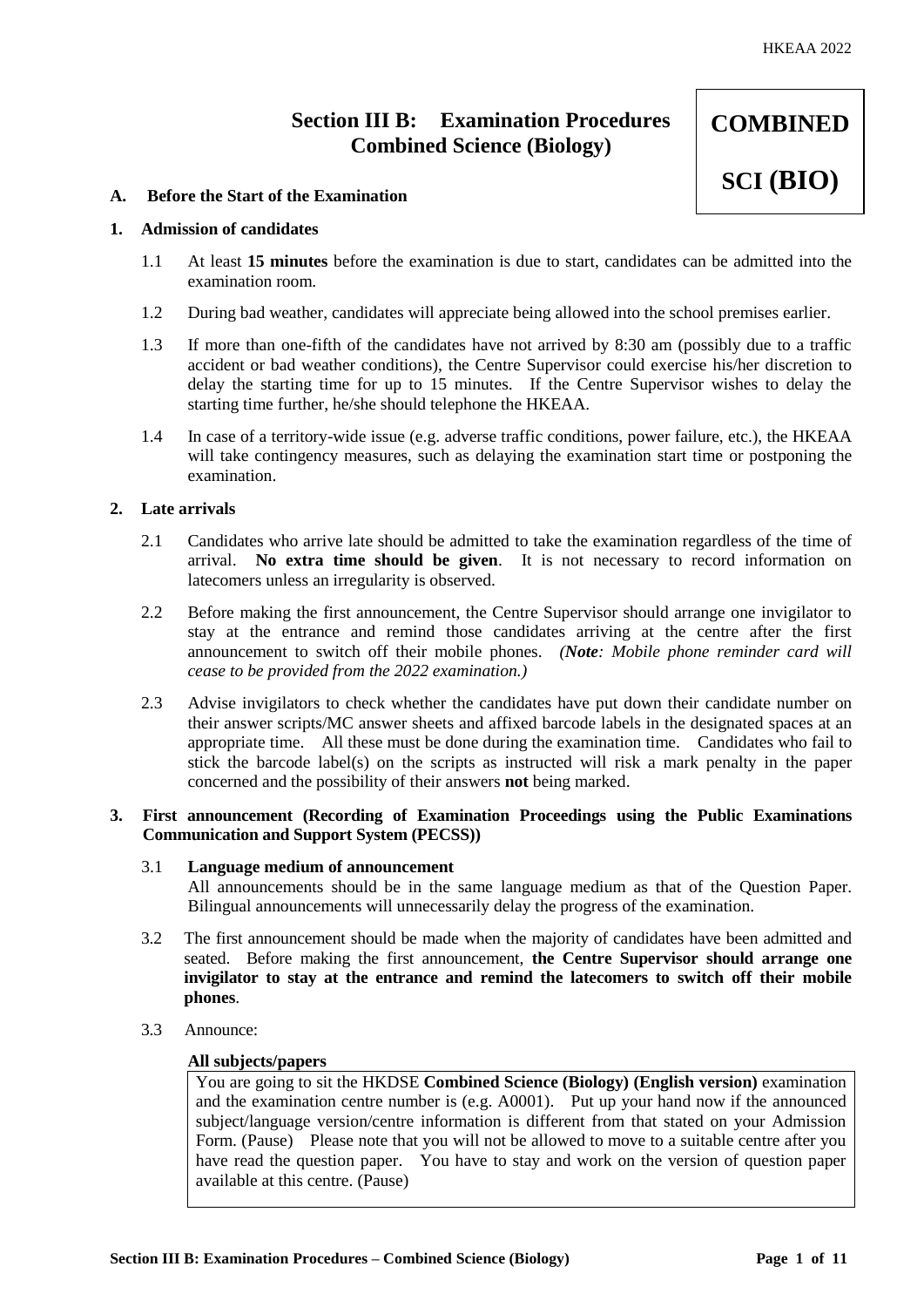# Section III B: Examination Procedures Combined Science (Biology)

**COMBINED SCI (BIO)**

## A. Before the Start of the Examination

### 1. Admission of candidates

1.1 At least **15 minutes** before the examination is due to start, candidates can be admitted into the examination room.

1.2 During bad weather, candidates will appreciate being allowed into the school premises earlier.

1.3 If more than one-fifth of the candidates have not arrived by 8:30 am (possibly due to a traffic accident or bad weather conditions), the Centre Supervisor could exercise his/her discretion to delay the starting time for up to 15 minutes. If the Centre Supervisor wishes to delay the starting time further, he/she should telephone the HKEAA.

1.4 In case of a territory-wide issue (e.g. adverse traffic conditions, power failure, etc.), the HKEAA will take contingency measures, such as delaying the examination start time or postponing the examination.

### 2. Late arrivals

2.1 Candidates who arrive late should be admitted to take the examination regardless of the time of arrival. **No extra time should be given**. It is not necessary to record information on latecomers unless an irregularity is observed.

2.2 Before making the first announcement, the Centre Supervisor should arrange one invigilator to stay at the entrance and remind those candidates arriving at the centre after the first announcement to switch off their mobile phones. *(**Note**: Mobile phone reminder card will cease to be provided from the 2022 examination.)*

2.3 Advise invigilators to check whether the candidates have put down their candidate number on their answer scripts/MC answer sheets and affixed barcode labels in the designated spaces at an appropriate time. All these must be done during the examination time. Candidates who fail to stick the barcode label(s) on the scripts as instructed will risk a mark penalty in the paper concerned and the possibility of their answers **not** being marked.

### 3. First announcement (Recording of Examination Proceedings using the Public Examinations Communication and Support System (PECSS))

3.1 **Language medium of announcement**
All announcements should be in the same language medium as that of the Question Paper. Bilingual announcements will unnecessarily delay the progress of the examination.

3.2 The first announcement should be made when the majority of candidates have been admitted and seated. Before making the first announcement, **the Centre Supervisor should arrange one invigilator to stay at the entrance and remind the latecomers to switch off their mobile phones**.

3.3 Announce:

**All subjects/papers**

> You are going to sit the HKDSE **Combined Science (Biology) (English version)** examination and the examination centre number is (e.g. A0001). Put up your hand now if the announced subject/language version/centre information is different from that stated on your Admission Form. (Pause) Please note that you will not be allowed to move to a suitable centre after you have read the question paper. You have to stay and work on the version of question paper available at this centre. (Pause)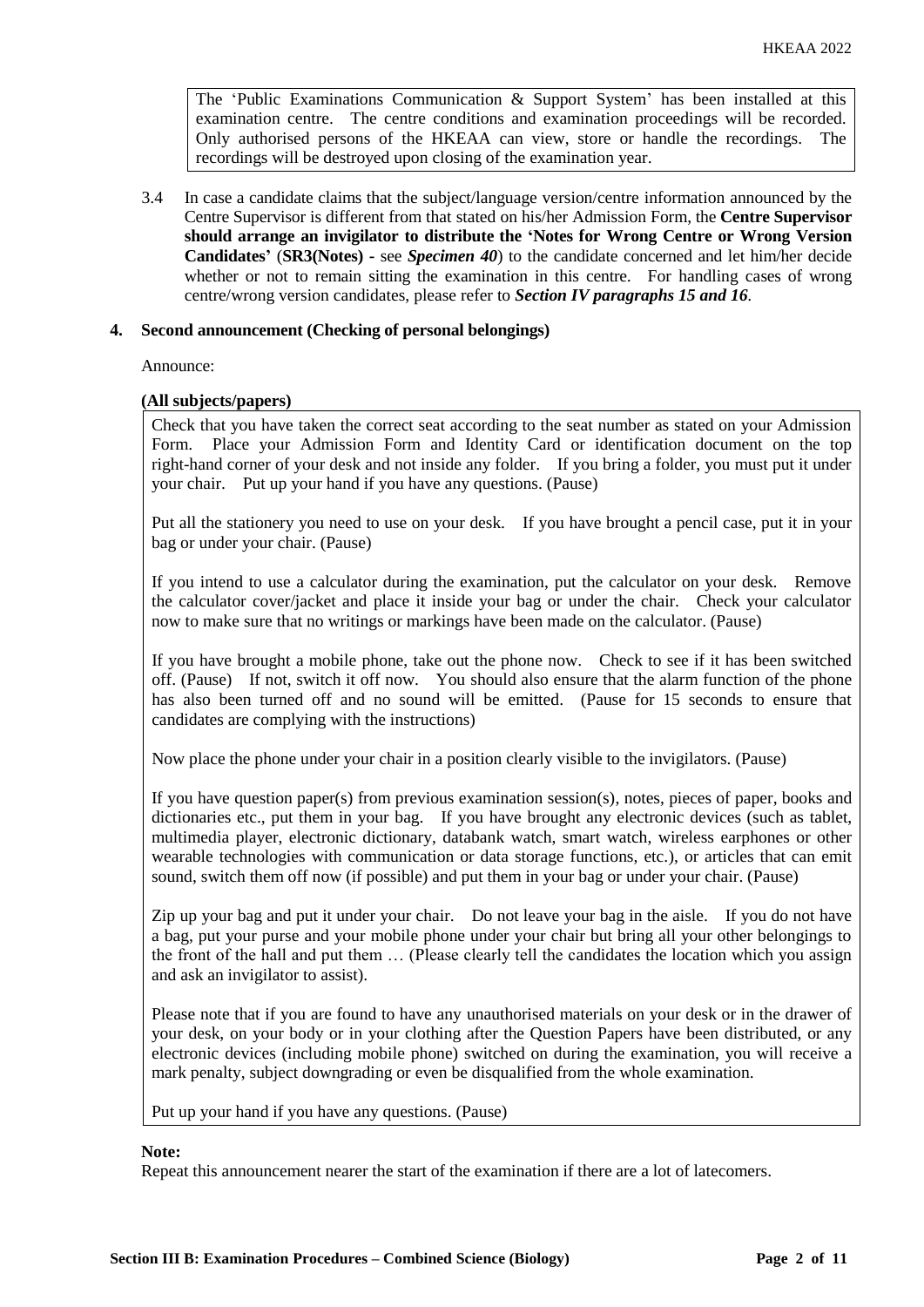> The 'Public Examinations Communication & Support System' has been installed at this examination centre. The centre conditions and examination proceedings will be recorded. Only authorised persons of the HKEAA can view, store or handle the recordings. The recordings will be destroyed upon closing of the examination year.

3.4 In case a candidate claims that the subject/language version/centre information announced by the Centre Supervisor is different from that stated on his/her Admission Form, the **Centre Supervisor should arrange an invigilator to distribute the 'Notes for Wrong Centre or Wrong Version Candidates'** (**SR3(Notes)** - see ***Specimen 40***) to the candidate concerned and let him/her decide whether or not to remain sitting the examination in this centre. For handling cases of wrong centre/wrong version candidates, please refer to ***Section IV paragraphs 15 and 16***.

## 4. Second announcement (Checking of personal belongings)

Announce:

**(All subjects/papers)**

> Check that you have taken the correct seat according to the seat number as stated on your Admission Form. Place your Admission Form and Identity Card or identification document on the top right-hand corner of your desk and not inside any folder. If you bring a folder, you must put it under your chair. Put up your hand if you have any questions. (Pause)
>
> Put all the stationery you need to use on your desk. If you have brought a pencil case, put it in your bag or under your chair. (Pause)
>
> If you intend to use a calculator during the examination, put the calculator on your desk. Remove the calculator cover/jacket and place it inside your bag or under the chair. Check your calculator now to make sure that no writings or markings have been made on the calculator. (Pause)
>
> If you have brought a mobile phone, take out the phone now. Check to see if it has been switched off. (Pause) If not, switch it off now. You should also ensure that the alarm function of the phone has also been turned off and no sound will be emitted. (Pause for 15 seconds to ensure that candidates are complying with the instructions)
>
> Now place the phone under your chair in a position clearly visible to the invigilators. (Pause)
>
> If you have question paper(s) from previous examination session(s), notes, pieces of paper, books and dictionaries etc., put them in your bag. If you have brought any electronic devices (such as tablet, multimedia player, electronic dictionary, databank watch, smart watch, wireless earphones or other wearable technologies with communication or data storage functions, etc.), or articles that can emit sound, switch them off now (if possible) and put them in your bag or under your chair. (Pause)
>
> Zip up your bag and put it under your chair. Do not leave your bag in the aisle. If you do not have a bag, put your purse and your mobile phone under your chair but bring all your other belongings to the front of the hall and put them … (Please clearly tell the candidates the location which you assign and ask an invigilator to assist).
>
> Please note that if you are found to have any unauthorised materials on your desk or in the drawer of your desk, on your body or in your clothing after the Question Papers have been distributed, or any electronic devices (including mobile phone) switched on during the examination, you will receive a mark penalty, subject downgrading or even be disqualified from the whole examination.
>
> Put up your hand if you have any questions. (Pause)

**Note:**

Repeat this announcement nearer the start of the examination if there are a lot of latecomers.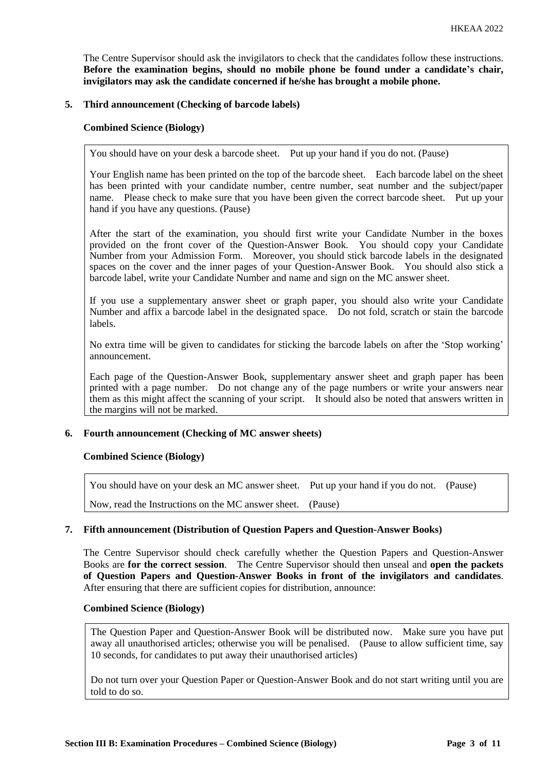The Centre Supervisor should ask the invigilators to check that the candidates follow these instructions. **Before the examination begins, should no mobile phone be found under a candidate's chair, invigilators may ask the candidate concerned if he/she has brought a mobile phone.**

**5. Third announcement (Checking of barcode labels)**

**Combined Science (Biology)**

> You should have on your desk a barcode sheet. Put up your hand if you do not. (Pause)
>
> Your English name has been printed on the top of the barcode sheet. Each barcode label on the sheet has been printed with your candidate number, centre number, seat number and the subject/paper name. Please check to make sure that you have been given the correct barcode sheet. Put up your hand if you have any questions. (Pause)
>
> After the start of the examination, you should first write your Candidate Number in the boxes provided on the front cover of the Question-Answer Book. You should copy your Candidate Number from your Admission Form. Moreover, you should stick barcode labels in the designated spaces on the cover and the inner pages of your Question-Answer Book. You should also stick a barcode label, write your Candidate Number and name and sign on the MC answer sheet.
>
> If you use a supplementary answer sheet or graph paper, you should also write your Candidate Number and affix a barcode label in the designated space. Do not fold, scratch or stain the barcode labels.
>
> No extra time will be given to candidates for sticking the barcode labels on after the 'Stop working' announcement.
>
> Each page of the Question-Answer Book, supplementary answer sheet and graph paper has been printed with a page number. Do not change any of the page numbers or write your answers near them as this might affect the scanning of your script. It should also be noted that answers written in the margins will not be marked.

**6. Fourth announcement (Checking of MC answer sheets)**

**Combined Science (Biology)**

> You should have on your desk an MC answer sheet. Put up your hand if you do not. (Pause)
>
> Now, read the Instructions on the MC answer sheet. (Pause)

**7. Fifth announcement (Distribution of Question Papers and Question-Answer Books)**

The Centre Supervisor should check carefully whether the Question Papers and Question-Answer Books are **for the correct session**. The Centre Supervisor should then unseal and **open the packets of Question Papers and Question-Answer Books in front of the invigilators and candidates**. After ensuring that there are sufficient copies for distribution, announce:

**Combined Science (Biology)**

> The Question Paper and Question-Answer Book will be distributed now. Make sure you have put away all unauthorised articles; otherwise you will be penalised. (Pause to allow sufficient time, say 10 seconds, for candidates to put away their unauthorised articles)
>
> Do not turn over your Question Paper or Question-Answer Book and do not start writing until you are told to do so.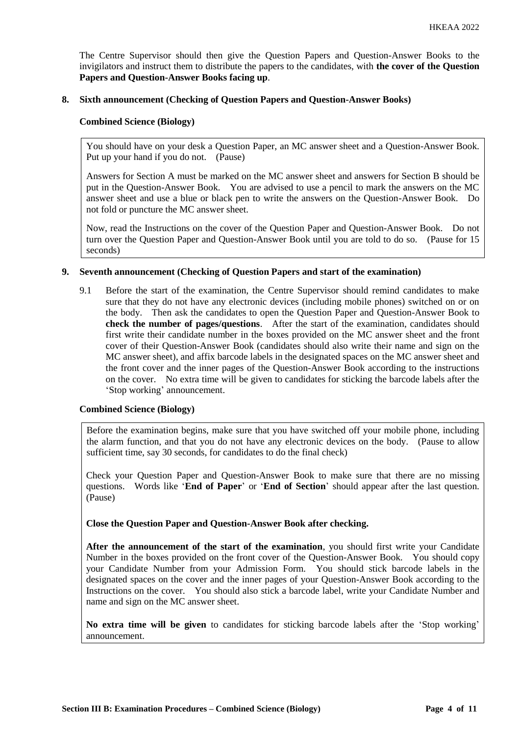The Centre Supervisor should then give the Question Papers and Question-Answer Books to the invigilators and instruct them to distribute the papers to the candidates, with **the cover of the Question Papers and Question-Answer Books facing up**.

## 8. Sixth announcement (Checking of Question Papers and Question-Answer Books)

**Combined Science (Biology)**

> You should have on your desk a Question Paper, an MC answer sheet and a Question-Answer Book. Put up your hand if you do not. (Pause)
>
> Answers for Section A must be marked on the MC answer sheet and answers for Section B should be put in the Question-Answer Book. You are advised to use a pencil to mark the answers on the MC answer sheet and use a blue or black pen to write the answers on the Question-Answer Book. Do not fold or puncture the MC answer sheet.
>
> Now, read the Instructions on the cover of the Question Paper and Question-Answer Book. Do not turn over the Question Paper and Question-Answer Book until you are told to do so. (Pause for 15 seconds)

## 9. Seventh announcement (Checking of Question Papers and start of the examination)

9.1 Before the start of the examination, the Centre Supervisor should remind candidates to make sure that they do not have any electronic devices (including mobile phones) switched on or on the body. Then ask the candidates to open the Question Paper and Question-Answer Book to **check the number of pages/questions**. After the start of the examination, candidates should first write their candidate number in the boxes provided on the MC answer sheet and the front cover of their Question-Answer Book (candidates should also write their name and sign on the MC answer sheet), and affix barcode labels in the designated spaces on the MC answer sheet and the front cover and the inner pages of the Question-Answer Book according to the instructions on the cover. No extra time will be given to candidates for sticking the barcode labels after the 'Stop working' announcement.

**Combined Science (Biology)**

> Before the examination begins, make sure that you have switched off your mobile phone, including the alarm function, and that you do not have any electronic devices on the body. (Pause to allow sufficient time, say 30 seconds, for candidates to do the final check)
>
> Check your Question Paper and Question-Answer Book to make sure that there are no missing questions. Words like '**End of Paper**' or '**End of Section**' should appear after the last question. (Pause)
>
> **Close the Question Paper and Question-Answer Book after checking.**
>
> **After the announcement of the start of the examination**, you should first write your Candidate Number in the boxes provided on the front cover of the Question-Answer Book. You should copy your Candidate Number from your Admission Form. You should stick barcode labels in the designated spaces on the cover and the inner pages of your Question-Answer Book according to the Instructions on the cover. You should also stick a barcode label, write your Candidate Number and name and sign on the MC answer sheet.
>
> **No extra time will be given** to candidates for sticking barcode labels after the 'Stop working' announcement.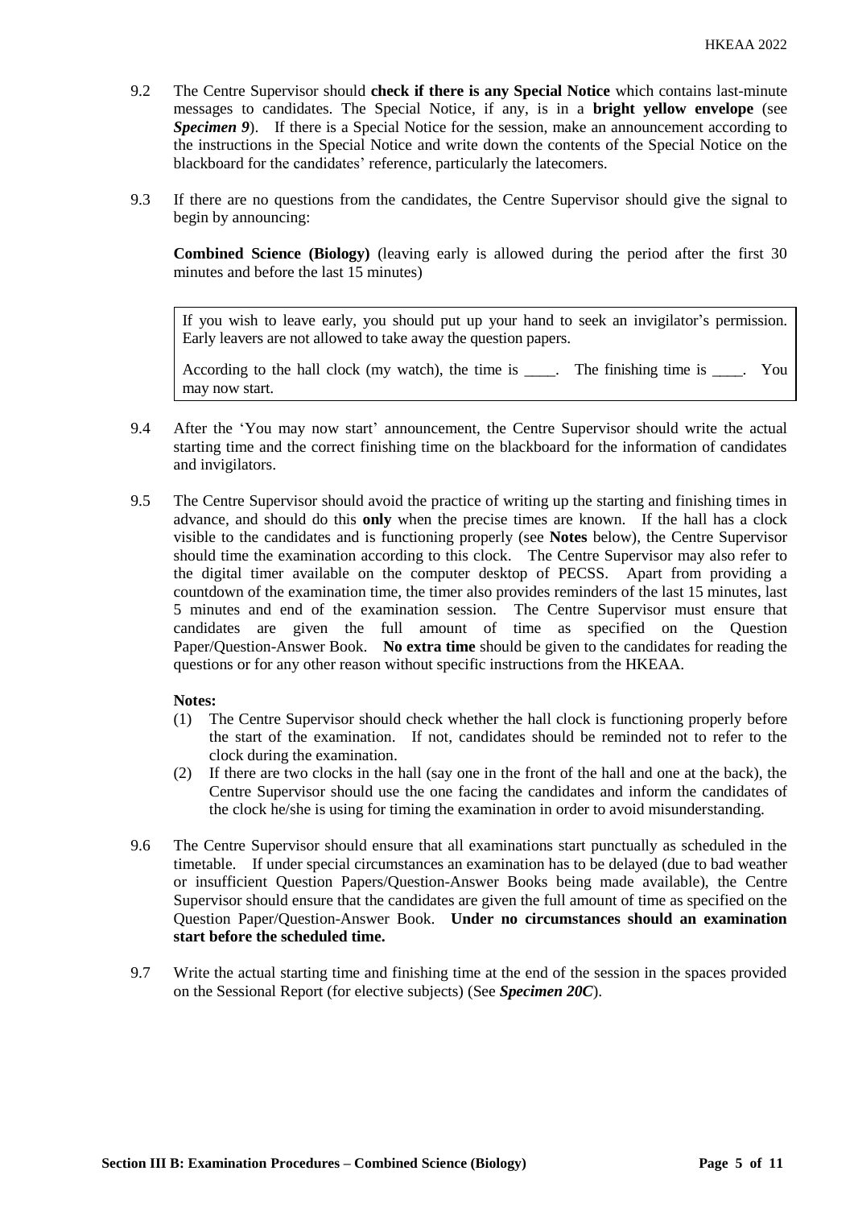9.2 The Centre Supervisor should **check if there is any Special Notice** which contains last-minute messages to candidates. The Special Notice, if any, is in a **bright yellow envelope** (see ***Specimen 9***). If there is a Special Notice for the session, make an announcement according to the instructions in the Special Notice and write down the contents of the Special Notice on the blackboard for the candidates' reference, particularly the latecomers.

9.3 If there are no questions from the candidates, the Centre Supervisor should give the signal to begin by announcing:

**Combined Science (Biology)** (leaving early is allowed during the period after the first 30 minutes and before the last 15 minutes)

> If you wish to leave early, you should put up your hand to seek an invigilator's permission. Early leavers are not allowed to take away the question papers.
>
> According to the hall clock (my watch), the time is ____. The finishing time is ____. You may now start.

9.4 After the 'You may now start' announcement, the Centre Supervisor should write the actual starting time and the correct finishing time on the blackboard for the information of candidates and invigilators.

9.5 The Centre Supervisor should avoid the practice of writing up the starting and finishing times in advance, and should do this **only** when the precise times are known. If the hall has a clock visible to the candidates and is functioning properly (see **Notes** below), the Centre Supervisor should time the examination according to this clock. The Centre Supervisor may also refer to the digital timer available on the computer desktop of PECSS. Apart from providing a countdown of the examination time, the timer also provides reminders of the last 15 minutes, last 5 minutes and end of the examination session. The Centre Supervisor must ensure that candidates are given the full amount of time as specified on the Question Paper/Question-Answer Book. **No extra time** should be given to the candidates for reading the questions or for any other reason without specific instructions from the HKEAA.

**Notes:**

(1) The Centre Supervisor should check whether the hall clock is functioning properly before the start of the examination. If not, candidates should be reminded not to refer to the clock during the examination.

(2) If there are two clocks in the hall (say one in the front of the hall and one at the back), the Centre Supervisor should use the one facing the candidates and inform the candidates of the clock he/she is using for timing the examination in order to avoid misunderstanding.

9.6 The Centre Supervisor should ensure that all examinations start punctually as scheduled in the timetable. If under special circumstances an examination has to be delayed (due to bad weather or insufficient Question Papers/Question-Answer Books being made available), the Centre Supervisor should ensure that the candidates are given the full amount of time as specified on the Question Paper/Question-Answer Book. **Under no circumstances should an examination start before the scheduled time.**

9.7 Write the actual starting time and finishing time at the end of the session in the spaces provided on the Sessional Report (for elective subjects) (See ***Specimen 20C***).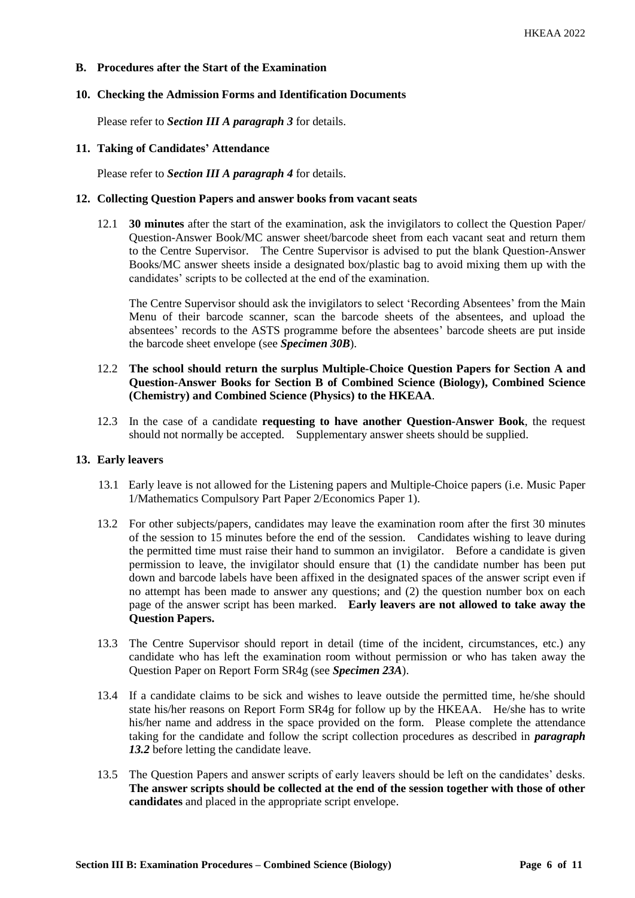## B. Procedures after the Start of the Examination

### 10. Checking the Admission Forms and Identification Documents

Please refer to ***Section III A paragraph 3*** for details.

### 11. Taking of Candidates' Attendance

Please refer to ***Section III A paragraph 4*** for details.

### 12. Collecting Question Papers and answer books from vacant seats

12.1 **30 minutes** after the start of the examination, ask the invigilators to collect the Question Paper/ Question-Answer Book/MC answer sheet/barcode sheet from each vacant seat and return them to the Centre Supervisor. The Centre Supervisor is advised to put the blank Question-Answer Books/MC answer sheets inside a designated box/plastic bag to avoid mixing them up with the candidates' scripts to be collected at the end of the examination.

The Centre Supervisor should ask the invigilators to select 'Recording Absentees' from the Main Menu of their barcode scanner, scan the barcode sheets of the absentees, and upload the absentees' records to the ASTS programme before the absentees' barcode sheets are put inside the barcode sheet envelope (see ***Specimen 30B***).

12.2 **The school should return the surplus Multiple-Choice Question Papers for Section A and Question-Answer Books for Section B of Combined Science (Biology), Combined Science (Chemistry) and Combined Science (Physics) to the HKEAA**.

12.3 In the case of a candidate **requesting to have another Question-Answer Book**, the request should not normally be accepted. Supplementary answer sheets should be supplied.

### 13. Early leavers

13.1 Early leave is not allowed for the Listening papers and Multiple-Choice papers (i.e. Music Paper 1/Mathematics Compulsory Part Paper 2/Economics Paper 1).

13.2 For other subjects/papers, candidates may leave the examination room after the first 30 minutes of the session to 15 minutes before the end of the session. Candidates wishing to leave during the permitted time must raise their hand to summon an invigilator. Before a candidate is given permission to leave, the invigilator should ensure that (1) the candidate number has been put down and barcode labels have been affixed in the designated spaces of the answer script even if no attempt has been made to answer any questions; and (2) the question number box on each page of the answer script has been marked. **Early leavers are not allowed to take away the Question Papers.**

13.3 The Centre Supervisor should report in detail (time of the incident, circumstances, etc.) any candidate who has left the examination room without permission or who has taken away the Question Paper on Report Form SR4g (see ***Specimen 23A***).

13.4 If a candidate claims to be sick and wishes to leave outside the permitted time, he/she should state his/her reasons on Report Form SR4g for follow up by the HKEAA. He/she has to write his/her name and address in the space provided on the form. Please complete the attendance taking for the candidate and follow the script collection procedures as described in ***paragraph 13.2*** before letting the candidate leave.

13.5 The Question Papers and answer scripts of early leavers should be left on the candidates' desks. **The answer scripts should be collected at the end of the session together with those of other candidates** and placed in the appropriate script envelope.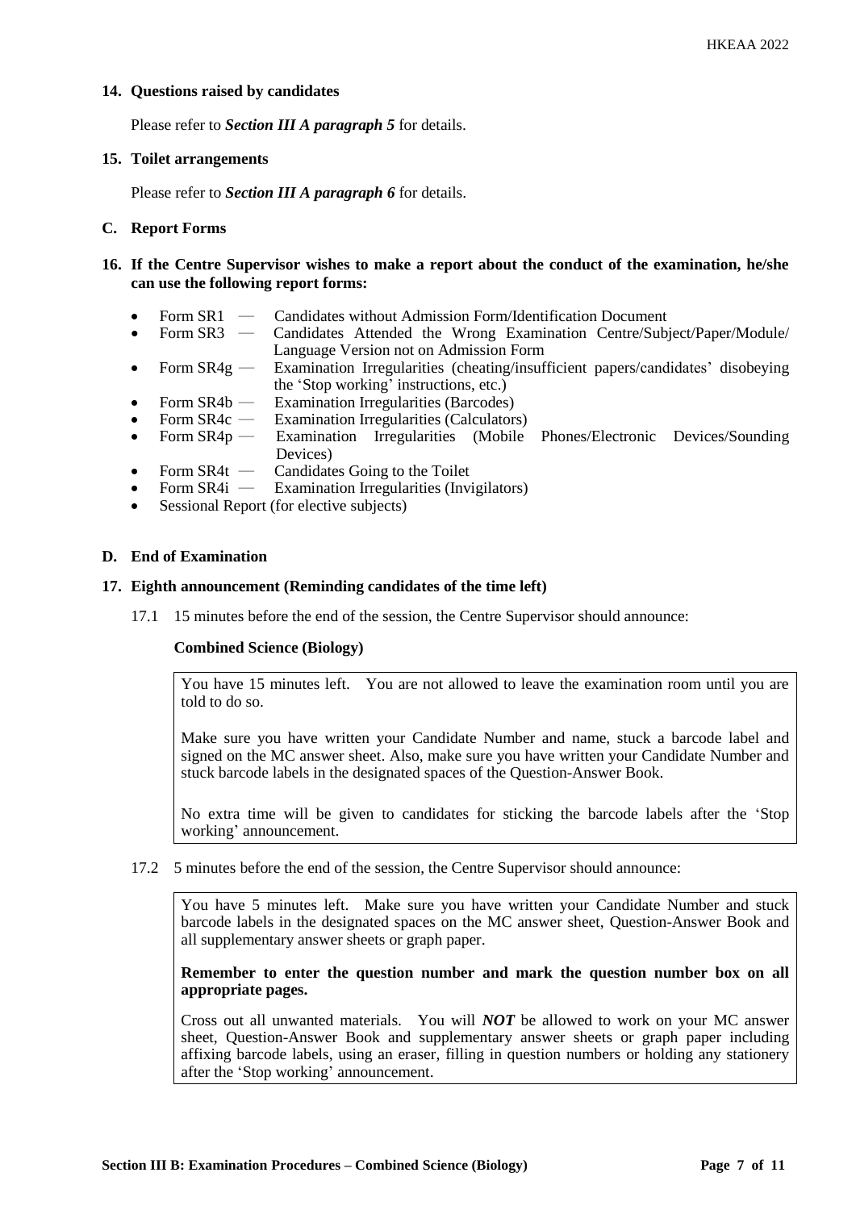**14. Questions raised by candidates**

Please refer to ***Section III A paragraph 5*** for details.

**15. Toilet arrangements**

Please refer to ***Section III A paragraph 6*** for details.

**C. Report Forms**

**16. If the Centre Supervisor wishes to make a report about the conduct of the examination, he/she can use the following report forms:**

- Form SR1 — Candidates without Admission Form/Identification Document
- Form SR3 — Candidates Attended the Wrong Examination Centre/Subject/Paper/Module/ Language Version not on Admission Form
- Form SR4g — Examination Irregularities (cheating/insufficient papers/candidates' disobeying the 'Stop working' instructions, etc.)
- Form SR4b — Examination Irregularities (Barcodes)
- Form SR4c — Examination Irregularities (Calculators)
- Form SR4p — Examination Irregularities (Mobile Phones/Electronic Devices/Sounding Devices)
- Form SR4t — Candidates Going to the Toilet
- Form SR4i — Examination Irregularities (Invigilators)
- Sessional Report (for elective subjects)

**D. End of Examination**

**17. Eighth announcement (Reminding candidates of the time left)**

17.1 15 minutes before the end of the session, the Centre Supervisor should announce:

**Combined Science (Biology)**

> You have 15 minutes left. You are not allowed to leave the examination room until you are told to do so.
>
> Make sure you have written your Candidate Number and name, stuck a barcode label and signed on the MC answer sheet. Also, make sure you have written your Candidate Number and stuck barcode labels in the designated spaces of the Question-Answer Book.
>
> No extra time will be given to candidates for sticking the barcode labels after the 'Stop working' announcement.

17.2 5 minutes before the end of the session, the Centre Supervisor should announce:

> You have 5 minutes left. Make sure you have written your Candidate Number and stuck barcode labels in the designated spaces on the MC answer sheet, Question-Answer Book and all supplementary answer sheets or graph paper.
>
> **Remember to enter the question number and mark the question number box on all appropriate pages.**
>
> Cross out all unwanted materials. You will ***NOT*** be allowed to work on your MC answer sheet, Question-Answer Book and supplementary answer sheets or graph paper including affixing barcode labels, using an eraser, filling in question numbers or holding any stationery after the 'Stop working' announcement.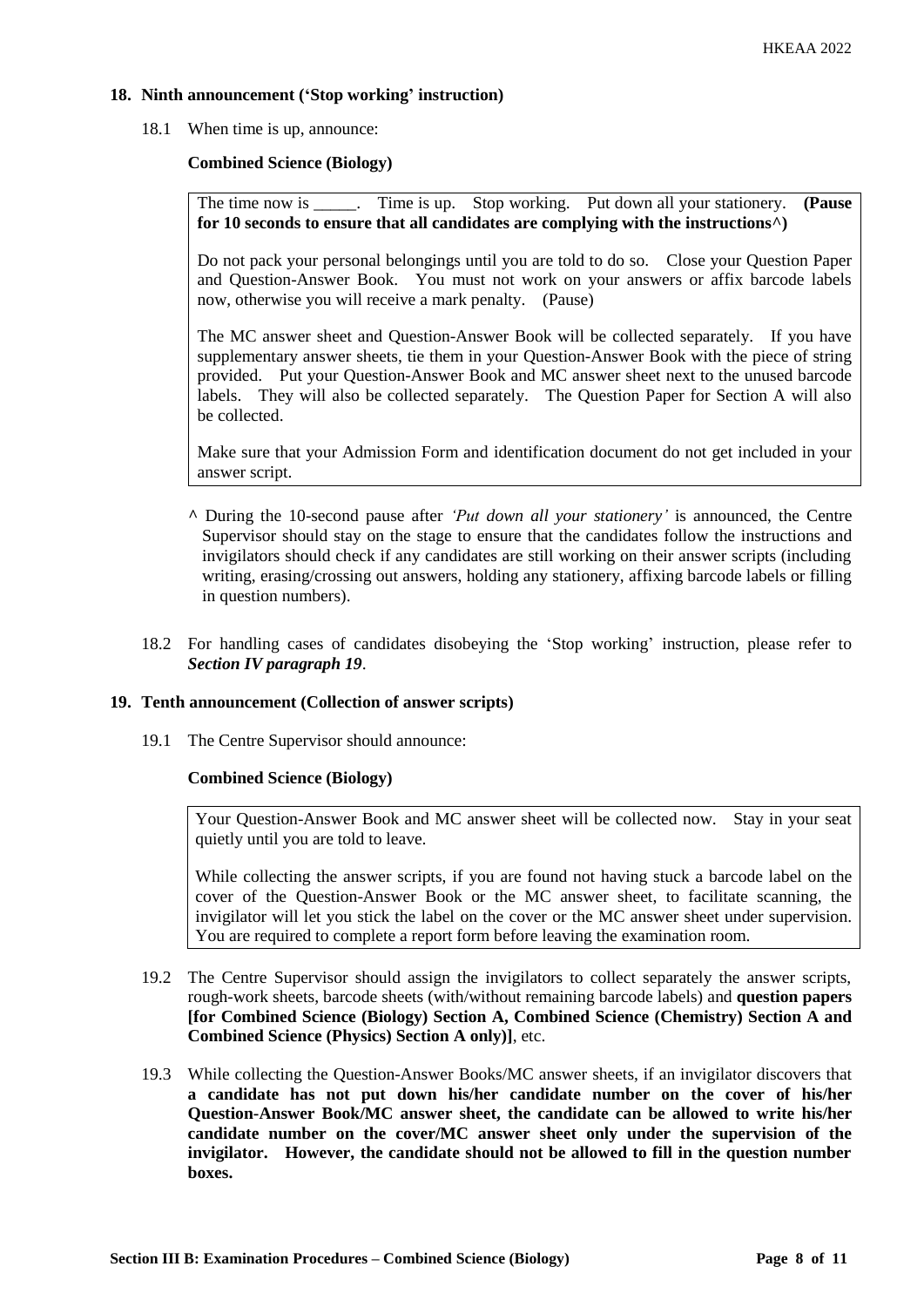## 18. Ninth announcement ('Stop working' instruction)

18.1 When time is up, announce:

**Combined Science (Biology)**

> The time now is _____. Time is up. Stop working. Put down all your stationery. **(Pause for 10 seconds to ensure that all candidates are complying with the instructions^)**
>
> Do not pack your personal belongings until you are told to do so. Close your Question Paper and Question-Answer Book. You must not work on your answers or affix barcode labels now, otherwise you will receive a mark penalty. (Pause)
>
> The MC answer sheet and Question-Answer Book will be collected separately. If you have supplementary answer sheets, tie them in your Question-Answer Book with the piece of string provided. Put your Question-Answer Book and MC answer sheet next to the unused barcode labels. They will also be collected separately. The Question Paper for Section A will also be collected.
>
> Make sure that your Admission Form and identification document do not get included in your answer script.

^ During the 10-second pause after *'Put down all your stationery'* is announced, the Centre Supervisor should stay on the stage to ensure that the candidates follow the instructions and invigilators should check if any candidates are still working on their answer scripts (including writing, erasing/crossing out answers, holding any stationery, affixing barcode labels or filling in question numbers).

18.2 For handling cases of candidates disobeying the 'Stop working' instruction, please refer to ***Section IV paragraph 19***.

## 19. Tenth announcement (Collection of answer scripts)

19.1 The Centre Supervisor should announce:

**Combined Science (Biology)**

> Your Question-Answer Book and MC answer sheet will be collected now. Stay in your seat quietly until you are told to leave.
>
> While collecting the answer scripts, if you are found not having stuck a barcode label on the cover of the Question-Answer Book or the MC answer sheet, to facilitate scanning, the invigilator will let you stick the label on the cover or the MC answer sheet under supervision. You are required to complete a report form before leaving the examination room.

19.2 The Centre Supervisor should assign the invigilators to collect separately the answer scripts, rough-work sheets, barcode sheets (with/without remaining barcode labels) and **question papers [for Combined Science (Biology) Section A, Combined Science (Chemistry) Section A and Combined Science (Physics) Section A only)]**, etc.

19.3 While collecting the Question-Answer Books/MC answer sheets, if an invigilator discovers that **a candidate has not put down his/her candidate number on the cover of his/her Question-Answer Book/MC answer sheet, the candidate can be allowed to write his/her candidate number on the cover/MC answer sheet only under the supervision of the invigilator. However, the candidate should not be allowed to fill in the question number boxes.**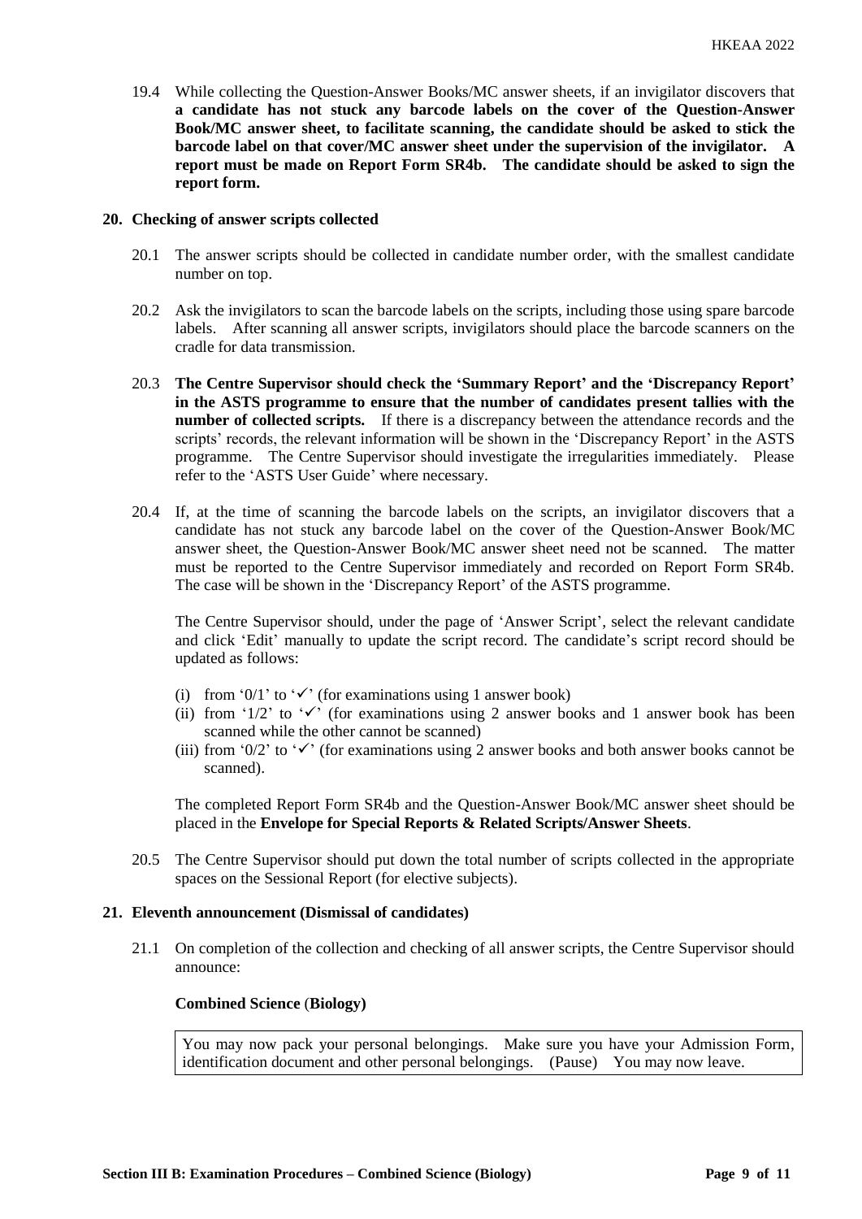19.4 While collecting the Question-Answer Books/MC answer sheets, if an invigilator discovers that **a candidate has not stuck any barcode labels on the cover of the Question-Answer Book/MC answer sheet, to facilitate scanning, the candidate should be asked to stick the barcode label on that cover/MC answer sheet under the supervision of the invigilator. A report must be made on Report Form SR4b. The candidate should be asked to sign the report form.**

## 20. Checking of answer scripts collected

20.1 The answer scripts should be collected in candidate number order, with the smallest candidate number on top.

20.2 Ask the invigilators to scan the barcode labels on the scripts, including those using spare barcode labels. After scanning all answer scripts, invigilators should place the barcode scanners on the cradle for data transmission.

20.3 **The Centre Supervisor should check the 'Summary Report' and the 'Discrepancy Report' in the ASTS programme to ensure that the number of candidates present tallies with the number of collected scripts.** If there is a discrepancy between the attendance records and the scripts' records, the relevant information will be shown in the 'Discrepancy Report' in the ASTS programme. The Centre Supervisor should investigate the irregularities immediately. Please refer to the 'ASTS User Guide' where necessary.

20.4 If, at the time of scanning the barcode labels on the scripts, an invigilator discovers that a candidate has not stuck any barcode label on the cover of the Question-Answer Book/MC answer sheet, the Question-Answer Book/MC answer sheet need not be scanned. The matter must be reported to the Centre Supervisor immediately and recorded on Report Form SR4b. The case will be shown in the 'Discrepancy Report' of the ASTS programme.

The Centre Supervisor should, under the page of 'Answer Script', select the relevant candidate and click 'Edit' manually to update the script record. The candidate's script record should be updated as follows:

(i) from '0/1' to '✓' (for examinations using 1 answer book)
(ii) from '1/2' to '✓' (for examinations using 2 answer books and 1 answer book has been scanned while the other cannot be scanned)
(iii) from '0/2' to '✓' (for examinations using 2 answer books and both answer books cannot be scanned).

The completed Report Form SR4b and the Question-Answer Book/MC answer sheet should be placed in the **Envelope for Special Reports & Related Scripts/Answer Sheets**.

20.5 The Centre Supervisor should put down the total number of scripts collected in the appropriate spaces on the Sessional Report (for elective subjects).

## 21. Eleventh announcement (Dismissal of candidates)

21.1 On completion of the collection and checking of all answer scripts, the Centre Supervisor should announce:

**Combined Science (Biology)**

> You may now pack your personal belongings. Make sure you have your Admission Form, identification document and other personal belongings. (Pause) You may now leave.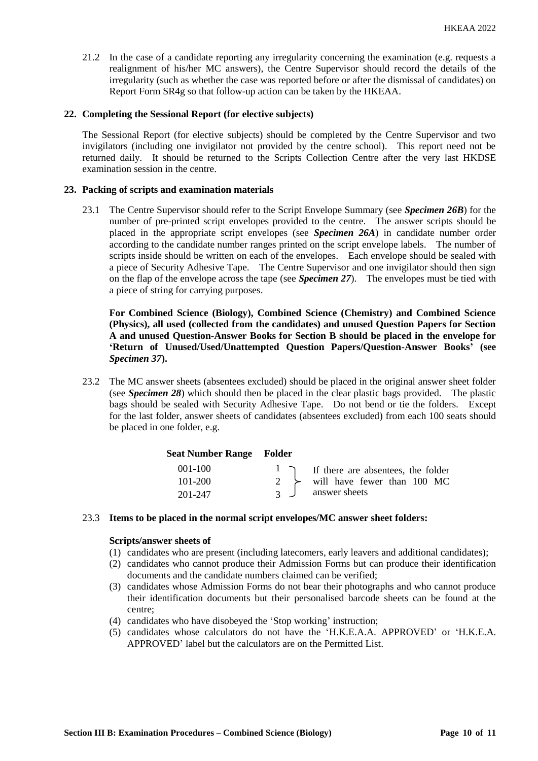21.2 In the case of a candidate reporting any irregularity concerning the examination (e.g. requests a realignment of his/her MC answers), the Centre Supervisor should record the details of the irregularity (such as whether the case was reported before or after the dismissal of candidates) on Report Form SR4g so that follow-up action can be taken by the HKEAA.

**22. Completing the Sessional Report (for elective subjects)**

The Sessional Report (for elective subjects) should be completed by the Centre Supervisor and two invigilators (including one invigilator not provided by the centre school). This report need not be returned daily. It should be returned to the Scripts Collection Centre after the very last HKDSE examination session in the centre.

**23. Packing of scripts and examination materials**

23.1 The Centre Supervisor should refer to the Script Envelope Summary (see ***Specimen 26B***) for the number of pre-printed script envelopes provided to the centre. The answer scripts should be placed in the appropriate script envelopes (see ***Specimen 26A***) in candidate number order according to the candidate number ranges printed on the script envelope labels. The number of scripts inside should be written on each of the envelopes. Each envelope should be sealed with a piece of Security Adhesive Tape. The Centre Supervisor and one invigilator should then sign on the flap of the envelope across the tape (see ***Specimen 27***). The envelopes must be tied with a piece of string for carrying purposes.

**For Combined Science (Biology), Combined Science (Chemistry) and Combined Science (Physics), all used (collected from the candidates) and unused Question Papers for Section A and unused Question-Answer Books for Section B should be placed in the envelope for 'Return of Unused/Used/Unattempted Question Papers/Question-Answer Books' (see *Specimen 37*).**

23.2 The MC answer sheets (absentees excluded) should be placed in the original answer sheet folder (see ***Specimen 28***) which should then be placed in the clear plastic bags provided. The plastic bags should be sealed with Security Adhesive Tape. Do not bend or tie the folders. Except for the last folder, answer sheets of candidates (absentees excluded) from each 100 seats should be placed in one folder, e.g.

| Seat Number Range | Folder | |
|---|---|---|
| 001-100 | 1 | If there are absentees, the folder will have fewer than 100 MC answer sheets |
| 101-200 | 2 | |
| 201-247 | 3 | |

23.3 **Items to be placed in the normal script envelopes/MC answer sheet folders:**

**Scripts/answer sheets of**

(1) candidates who are present (including latecomers, early leavers and additional candidates);
(2) candidates who cannot produce their Admission Forms but can produce their identification documents and the candidate numbers claimed can be verified;
(3) candidates whose Admission Forms do not bear their photographs and who cannot produce their identification documents but their personalised barcode sheets can be found at the centre;
(4) candidates who have disobeyed the 'Stop working' instruction;
(5) candidates whose calculators do not have the 'H.K.E.A.A. APPROVED' or 'H.K.E.A. APPROVED' label but the calculators are on the Permitted List.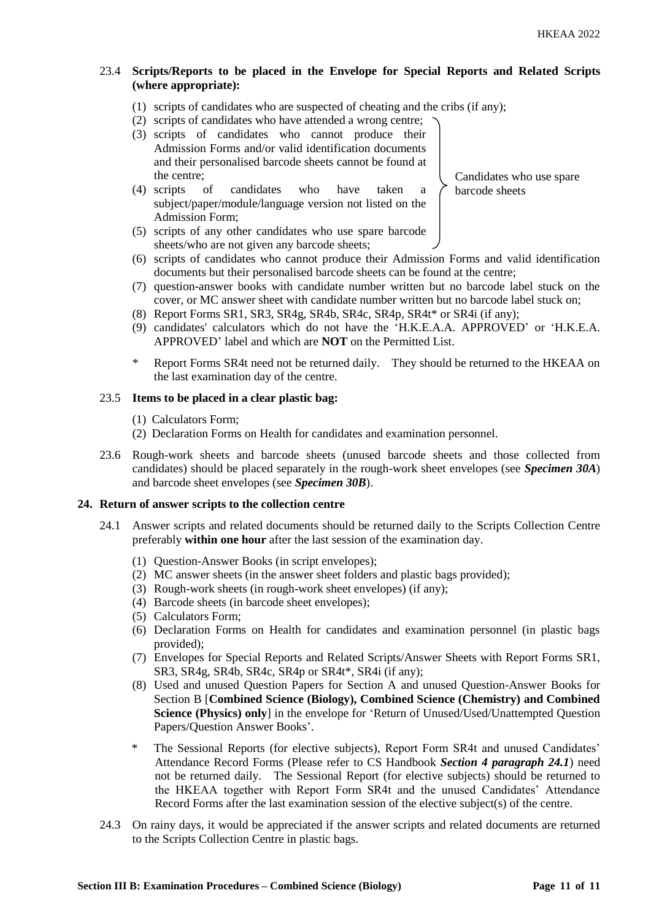23.4 **Scripts/Reports to be placed in the Envelope for Special Reports and Related Scripts (where appropriate):**

(1) scripts of candidates who are suspected of cheating and the cribs (if any);

(2) scripts of candidates who have attended a wrong centre;

(3) scripts of candidates who cannot produce their Admission Forms and/or valid identification documents and their personalised barcode sheets cannot be found at the centre;

(4) scripts of candidates who have taken a subject/paper/module/language version not listed on the Admission Form;

(5) scripts of any other candidates who use spare barcode sheets/who are not given any barcode sheets;

(Items (2) to (5): Candidates who use spare barcode sheets)

(6) scripts of candidates who cannot produce their Admission Forms and valid identification documents but their personalised barcode sheets can be found at the centre;

(7) question-answer books with candidate number written but no barcode label stuck on the cover, or MC answer sheet with candidate number written but no barcode label stuck on;

(8) Report Forms SR1, SR3, SR4g, SR4b, SR4c, SR4p, SR4t* or SR4i (if any);

(9) candidates' calculators which do not have the 'H.K.E.A.A. APPROVED' or 'H.K.E.A. APPROVED' label and which are **NOT** on the Permitted List.

\* Report Forms SR4t need not be returned daily. They should be returned to the HKEAA on the last examination day of the centre.

23.5 **Items to be placed in a clear plastic bag:**

(1) Calculators Form;

(2) Declaration Forms on Health for candidates and examination personnel.

23.6 Rough-work sheets and barcode sheets (unused barcode sheets and those collected from candidates) should be placed separately in the rough-work sheet envelopes (see ***Specimen 30A***) and barcode sheet envelopes (see ***Specimen 30B***).

**24. Return of answer scripts to the collection centre**

24.1 Answer scripts and related documents should be returned daily to the Scripts Collection Centre preferably **within one hour** after the last session of the examination day.

(1) Question-Answer Books (in script envelopes);

(2) MC answer sheets (in the answer sheet folders and plastic bags provided);

(3) Rough-work sheets (in rough-work sheet envelopes) (if any);

(4) Barcode sheets (in barcode sheet envelopes);

(5) Calculators Form;

(6) Declaration Forms on Health for candidates and examination personnel (in plastic bags provided);

(7) Envelopes for Special Reports and Related Scripts/Answer Sheets with Report Forms SR1, SR3, SR4g, SR4b, SR4c, SR4p or SR4t*, SR4i (if any);

(8) Used and unused Question Papers for Section A and unused Question-Answer Books for Section B [**Combined Science (Biology), Combined Science (Chemistry) and Combined Science (Physics) only**] in the envelope for 'Return of Unused/Used/Unattempted Question Papers/Question Answer Books'.

\* The Sessional Reports (for elective subjects), Report Form SR4t and unused Candidates' Attendance Record Forms (Please refer to CS Handbook ***Section 4 paragraph 24.1***) need not be returned daily. The Sessional Report (for elective subjects) should be returned to the HKEAA together with Report Form SR4t and the unused Candidates' Attendance Record Forms after the last examination session of the elective subject(s) of the centre.

24.3 On rainy days, it would be appreciated if the answer scripts and related documents are returned to the Scripts Collection Centre in plastic bags.